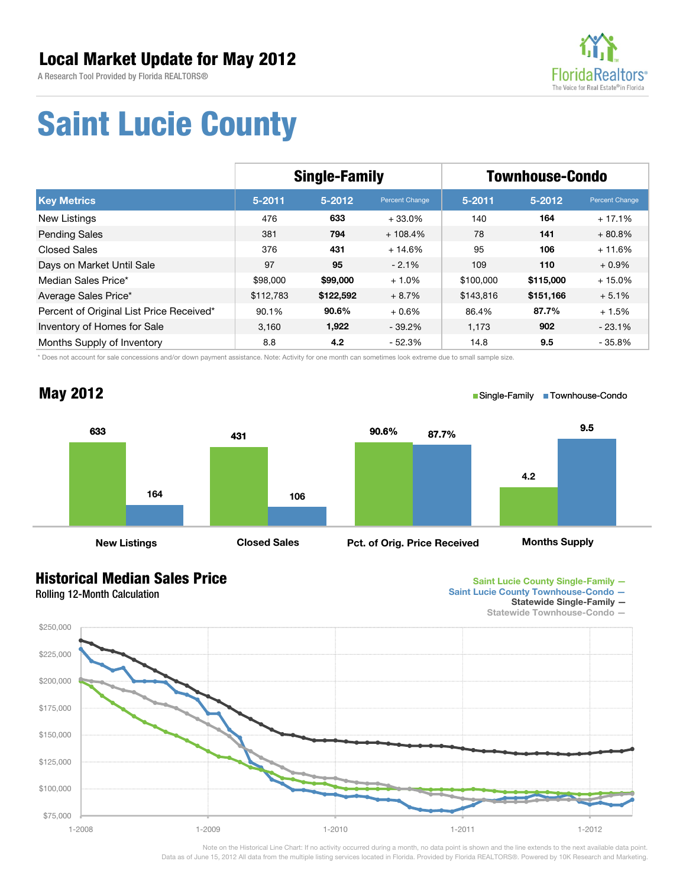# Local Market Update for May 2012

A Research Tool Provided by Florida REALTORS®

# Saint Lucie County

| | Single-Family | | | Townhouse-Condo | | |
|---|---|---|---|---|---|---|
| **Key Metrics** | **5-2011** | **5-2012** | **Percent Change** | **5-2011** | **5-2012** | **Percent Change** |
| New Listings | 476 | **633** | + 33.0% | 140 | **164** | + 17.1% |
| Pending Sales | 381 | **794** | + 108.4% | 78 | **141** | + 80.8% |
| Closed Sales | 376 | **431** | + 14.6% | 95 | **106** | + 11.6% |
| Days on Market Until Sale | 97 | **95** | - 2.1% | 109 | **110** | + 0.9% |
| Median Sales Price* | $98,000 | **$99,000** | + 1.0% | $100,000 | **$115,000** | + 15.0% |
| Average Sales Price* | $112,783 | **$122,592** | + 8.7% | $143,816 | **$151,166** | + 5.1% |
| Percent of Original List Price Received* | 90.1% | **90.6%** | + 0.6% | 86.4% | **87.7%** | + 1.5% |
| Inventory of Homes for Sale | 3,160 | **1,922** | - 39.2% | 1,173 | **902** | - 23.1% |
| Months Supply of Inventory | 8.8 | **4.2** | - 52.3% | 14.8 | **9.5** | - 35.8% |

\* Does not account for sale concessions and/or down payment assistance. Note: Activity for one month can sometimes look extreme due to small sample size.

## May 2012

| | Single-Family | Townhouse-Condo |
|---|---|---|
| New Listings | 633 | 164 |
| Closed Sales | 431 | 106 |
| Pct. of Orig. Price Received | 90.6% | 87.7% |
| Months Supply | 4.2 | 9.5 |

## Historical Median Sales Price

Rolling 12-Month Calculation

Saint Lucie County Single-Family — Saint Lucie County Townhouse-Condo — Statewide Single-Family — Statewide Townhouse-Condo —

Note on the Historical Line Chart: If no activity occurred during a month, no data point is shown and the line extends to the next available data point.
Data as of June 15, 2012 All data from the multiple listing services located in Florida. Provided by Florida REALTORS®. Powered by 10K Research and Marketing.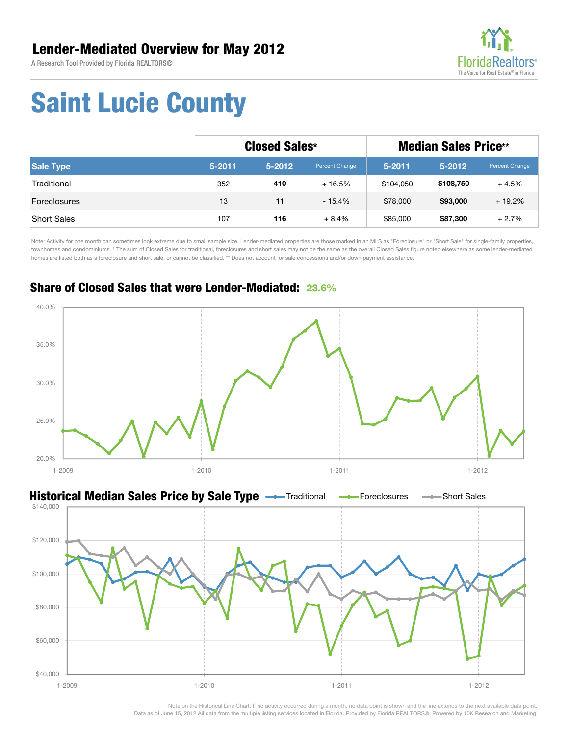# Lender-Mediated Overview for May 2012

A Research Tool Provided by Florida REALTORS®

FloridaRealtors® The Voice for Real Estate® in Florida

# Saint Lucie County

| | Closed Sales* | | | Median Sales Price** | | |
|---|---|---|---|---|---|---|
| Sale Type | 5-2011 | 5-2012 | Percent Change | 5-2011 | 5-2012 | Percent Change |
| Traditional | 352 | **410** | + 16.5% | $104,050 | **$108,750** | + 4.5% |
| Foreclosures | 13 | **11** | - 15.4% | $78,000 | **$93,000** | + 19.2% |
| Short Sales | 107 | **116** | + 8.4% | $85,000 | **$87,300** | + 2.7% |

Note: Activity for one month can sometimes look extreme due to small sample size. Lender-mediated properties are those marked in an MLS as "Foreclosure" or "Short Sale" for single-family properties, townhomes and condominiums. * The sum of Closed Sales for traditional, foreclosures and short sales may not be the same as the overall Closed Sales figure noted elsewhere as some lender-mediated homes are listed both as a foreclosure and short sale, or cannot be classified. ** Does not account for sale concessions and/or down payment assistance.

## Share of Closed Sales that were Lender-Mediated: 23.6%

40.0%
35.0%
30.0%
25.0%
20.0%
1-2009
1-2010
1-2011
1-2012

## Historical Median Sales Price by Sale Type

Traditional
Foreclosures
Short Sales

$140,000
$120,000
$100,000
$80,000
$60,000
$40,000
1-2009
1-2010
1-2011
1-2012

Note on the Historical Line Chart: If no activity occurred during a month, no data point is shown and the line extends to the next available data point.
Data as of June 15, 2012 All data from the multiple listing services located in Florida. Provided by Florida REALTORS®. Powered by 10K Research and Marketing.